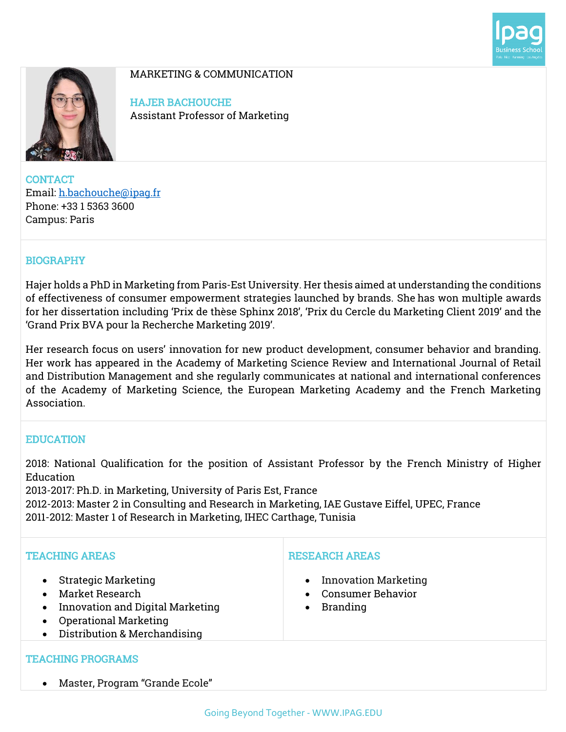MARKETING & COMMUNICATION

## HAJER BACHOUCHE

Assistant Professor of Marketing

## CONTACT

Email: h.bachouche@ipag.fr
Phone: +33 1 5363 3600
Campus: Paris

## BIOGRAPHY

Hajer holds a PhD in Marketing from Paris-Est University. Her thesis aimed at understanding the conditions of effectiveness of consumer empowerment strategies launched by brands. She has won multiple awards for her dissertation including 'Prix de thèse Sphinx 2018', 'Prix du Cercle du Marketing Client 2019' and the 'Grand Prix BVA pour la Recherche Marketing 2019'.

Her research focus on users' innovation for new product development, consumer behavior and branding. Her work has appeared in the Academy of Marketing Science Review and International Journal of Retail and Distribution Management and she regularly communicates at national and international conferences of the Academy of Marketing Science, the European Marketing Academy and the French Marketing Association.

## EDUCATION

2018: National Qualification for the position of Assistant Professor by the French Ministry of Higher Education
2013-2017: Ph.D. in Marketing, University of Paris Est, France
2012-2013: Master 2 in Consulting and Research in Marketing, IAE Gustave Eiffel, UPEC, France
2011-2012: Master 1 of Research in Marketing, IHEC Carthage, Tunisia

## TEACHING AREAS

- Strategic Marketing
- Market Research
- Innovation and Digital Marketing
- Operational Marketing
- Distribution & Merchandising

## RESEARCH AREAS

- Innovation Marketing
- Consumer Behavior
- Branding

## TEACHING PROGRAMS

- Master, Program "Grande Ecole"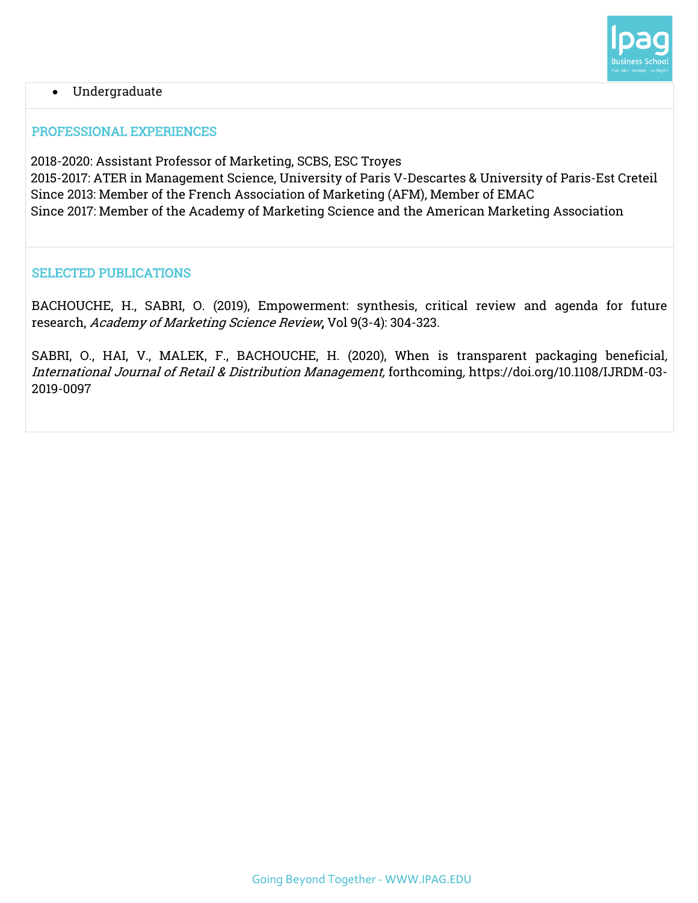- Undergraduate

## PROFESSIONAL EXPERIENCES

2018-2020: Assistant Professor of Marketing, SCBS, ESC Troyes
2015-2017: ATER in Management Science, University of Paris V-Descartes & University of Paris-Est Creteil
Since 2013: Member of the French Association of Marketing (AFM), Member of EMAC
Since 2017: Member of the Academy of Marketing Science and the American Marketing Association

## SELECTED PUBLICATIONS

BACHOUCHE, H., SABRI, O. (2019), Empowerment: synthesis, critical review and agenda for future research, *Academy of Marketing Science Review*, Vol 9(3-4): 304-323.

SABRI, O., HAI, V., MALEK, F., BACHOUCHE, H. (2020), When is transparent packaging beneficial, *International Journal of Retail & Distribution Management,* forthcoming, https://doi.org/10.1108/IJRDM-03-2019-0097